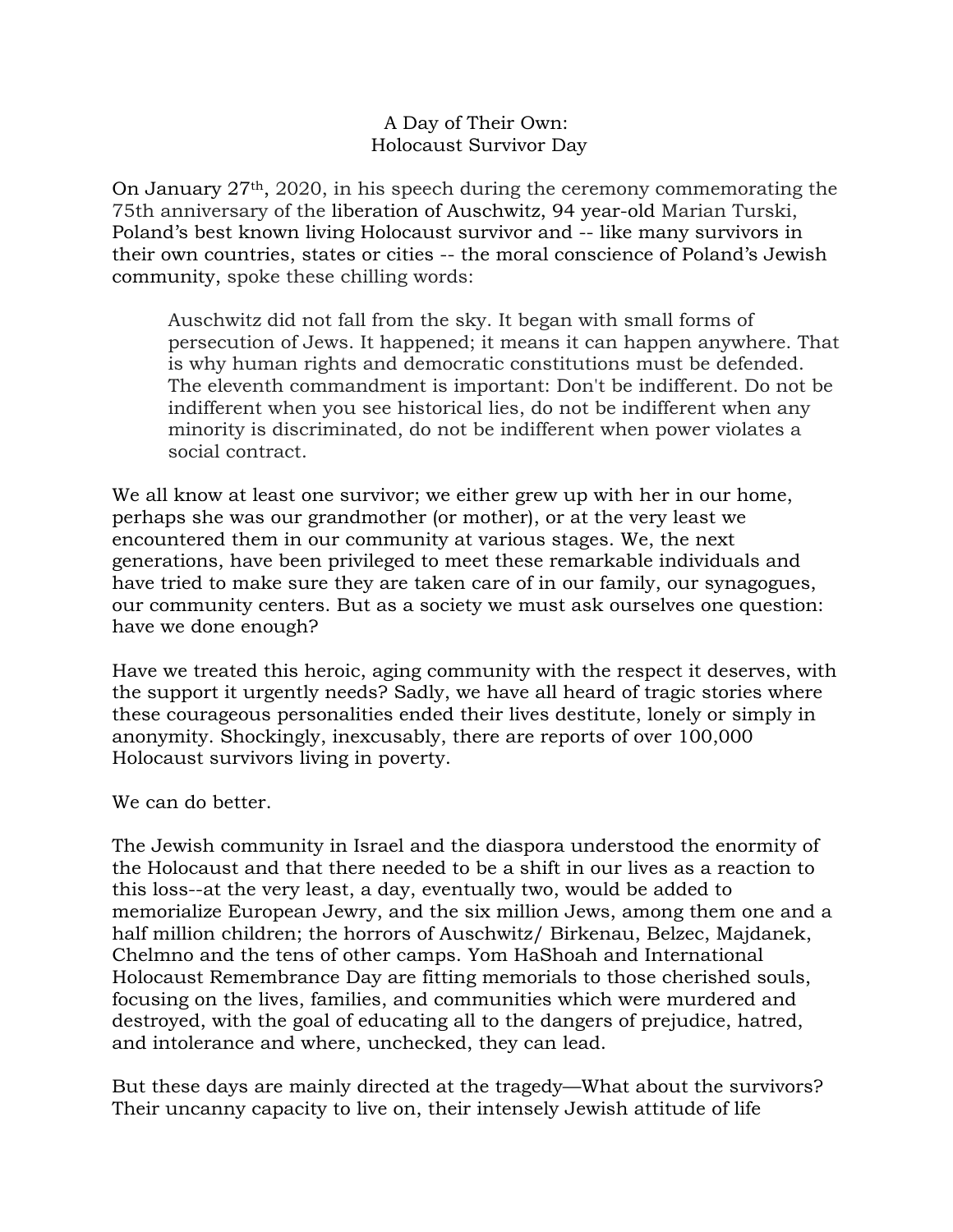# A Day of Their Own:
# Holocaust Survivor Day

On January 27th, 2020, in his speech during the ceremony commemorating the 75th anniversary of the liberation of Auschwitz, 94 year-old Marian Turski, Poland's best known living Holocaust survivor and -- like many survivors in their own countries, states or cities -- the moral conscience of Poland's Jewish community, spoke these chilling words:

> Auschwitz did not fall from the sky. It began with small forms of persecution of Jews. It happened; it means it can happen anywhere. That is why human rights and democratic constitutions must be defended. The eleventh commandment is important: Don't be indifferent. Do not be indifferent when you see historical lies, do not be indifferent when any minority is discriminated, do not be indifferent when power violates a social contract.

We all know at least one survivor; we either grew up with her in our home, perhaps she was our grandmother (or mother), or at the very least we encountered them in our community at various stages. We, the next generations, have been privileged to meet these remarkable individuals and have tried to make sure they are taken care of in our family, our synagogues, our community centers. But as a society we must ask ourselves one question: have we done enough?

Have we treated this heroic, aging community with the respect it deserves, with the support it urgently needs? Sadly, we have all heard of tragic stories where these courageous personalities ended their lives destitute, lonely or simply in anonymity. Shockingly, inexcusably, there are reports of over 100,000 Holocaust survivors living in poverty.

We can do better.

The Jewish community in Israel and the diaspora understood the enormity of the Holocaust and that there needed to be a shift in our lives as a reaction to this loss--at the very least, a day, eventually two, would be added to memorialize European Jewry, and the six million Jews, among them one and a half million children; the horrors of Auschwitz/ Birkenau, Belzec, Majdanek, Chelmno and the tens of other camps. Yom HaShoah and International Holocaust Remembrance Day are fitting memorials to those cherished souls, focusing on the lives, families, and communities which were murdered and destroyed, with the goal of educating all to the dangers of prejudice, hatred, and intolerance and where, unchecked, they can lead.

But these days are mainly directed at the tragedy—What about the survivors? Their uncanny capacity to live on, their intensely Jewish attitude of life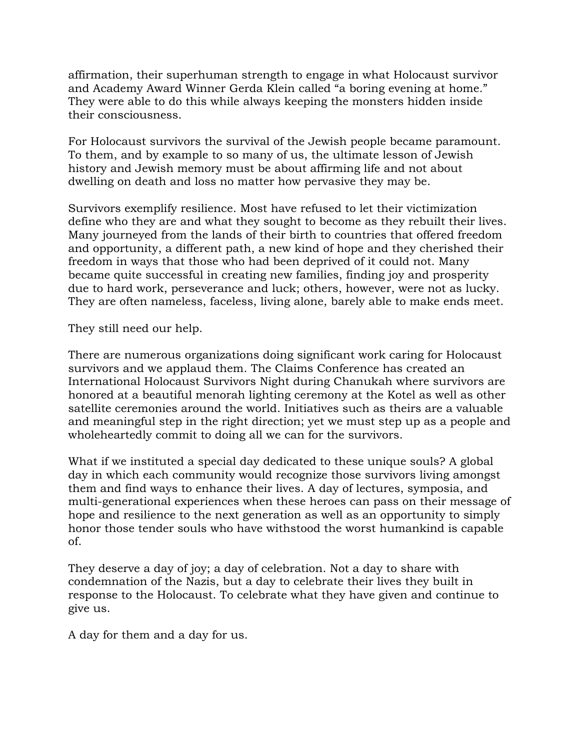affirmation, their superhuman strength to engage in what Holocaust survivor and Academy Award Winner Gerda Klein called "a boring evening at home." They were able to do this while always keeping the monsters hidden inside their consciousness.

For Holocaust survivors the survival of the Jewish people became paramount. To them, and by example to so many of us, the ultimate lesson of Jewish history and Jewish memory must be about affirming life and not about dwelling on death and loss no matter how pervasive they may be.

Survivors exemplify resilience. Most have refused to let their victimization define who they are and what they sought to become as they rebuilt their lives. Many journeyed from the lands of their birth to countries that offered freedom and opportunity, a different path, a new kind of hope and they cherished their freedom in ways that those who had been deprived of it could not. Many became quite successful in creating new families, finding joy and prosperity due to hard work, perseverance and luck; others, however, were not as lucky. They are often nameless, faceless, living alone, barely able to make ends meet.

They still need our help.

There are numerous organizations doing significant work caring for Holocaust survivors and we applaud them. The Claims Conference has created an International Holocaust Survivors Night during Chanukah where survivors are honored at a beautiful menorah lighting ceremony at the Kotel as well as other satellite ceremonies around the world. Initiatives such as theirs are a valuable and meaningful step in the right direction; yet we must step up as a people and wholeheartedly commit to doing all we can for the survivors.

What if we instituted a special day dedicated to these unique souls? A global day in which each community would recognize those survivors living amongst them and find ways to enhance their lives. A day of lectures, symposia, and multi-generational experiences when these heroes can pass on their message of hope and resilience to the next generation as well as an opportunity to simply honor those tender souls who have withstood the worst humankind is capable of.

They deserve a day of joy; a day of celebration. Not a day to share with condemnation of the Nazis, but a day to celebrate their lives they built in response to the Holocaust. To celebrate what they have given and continue to give us.

A day for them and a day for us.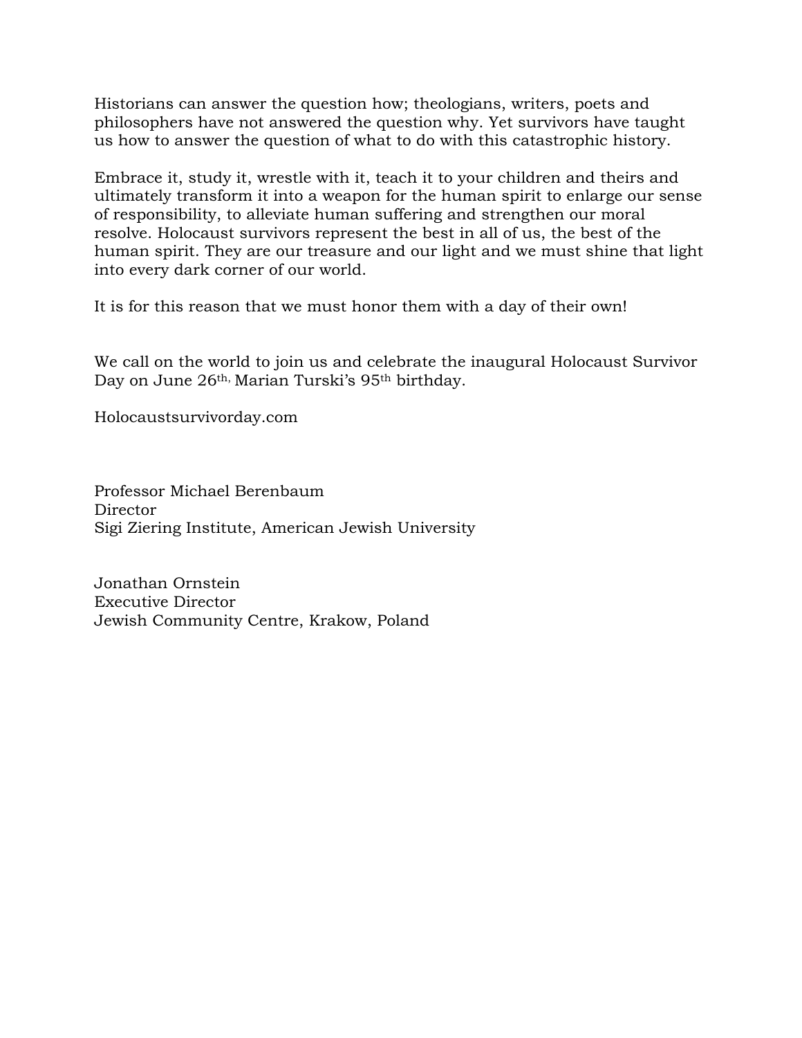Historians can answer the question how; theologians, writers, poets and philosophers have not answered the question why. Yet survivors have taught us how to answer the question of what to do with this catastrophic history.

Embrace it, study it, wrestle with it, teach it to your children and theirs and ultimately transform it into a weapon for the human spirit to enlarge our sense of responsibility, to alleviate human suffering and strengthen our moral resolve. Holocaust survivors represent the best in all of us, the best of the human spirit. They are our treasure and our light and we must shine that light into every dark corner of our world.

It is for this reason that we must honor them with a day of their own!

We call on the world to join us and celebrate the inaugural Holocaust Survivor Day on June 26th, Marian Turski's 95th birthday.

Holocaustsurvivorday.com

Professor Michael Berenbaum
Director
Sigi Ziering Institute, American Jewish University

Jonathan Ornstein
Executive Director
Jewish Community Centre, Krakow, Poland